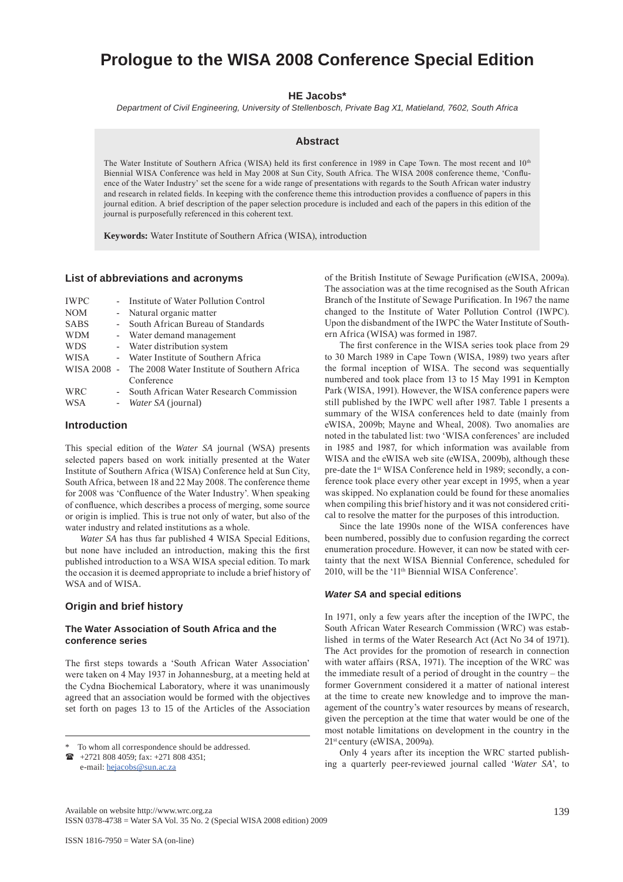# Prologue to the WISA 2008 Conference Special Edition

**HE Jacobs***

*Department of Civil Engineering, University of Stellenbosch, Private Bag X1, Matieland, 7602, South Africa*

## Abstract

The Water Institute of Southern Africa (WISA) held its first conference in 1989 in Cape Town. The most recent and 10th Biennial WISA Conference was held in May 2008 at Sun City, South Africa. The WISA 2008 conference theme, 'Confluence of the Water Industry' set the scene for a wide range of presentations with regards to the South African water industry and research in related fields. In keeping with the conference theme this introduction provides a confluence of papers in this journal edition. A brief description of the paper selection procedure is included and each of the papers in this edition of the journal is purposefully referenced in this coherent text.

**Keywords:** Water Institute of Southern Africa (WISA), introduction

## List of abbreviations and acronyms

| | |
|---|---|
| IWPC | - Institute of Water Pollution Control |
| NOM | - Natural organic matter |
| SABS | - South African Bureau of Standards |
| WDM | - Water demand management |
| WDS | - Water distribution system |
| WISA | - Water Institute of Southern Africa |
| WISA 2008 | - The 2008 Water Institute of Southern Africa Conference |
| WRC | - South African Water Research Commission |
| WSA | - *Water SA* (journal) |

## Introduction

This special edition of the *Water SA* journal (WSA) presents selected papers based on work initially presented at the Water Institute of Southern Africa (WISA) Conference held at Sun City, South Africa, between 18 and 22 May 2008. The conference theme for 2008 was 'Confluence of the Water Industry'. When speaking of confluence, which describes a process of merging, some source or origin is implied. This is true not only of water, but also of the water industry and related institutions as a whole.

*Water SA* has thus far published 4 WISA Special Editions, but none have included an introduction, making this the first published introduction to a WSA WISA special edition. To mark the occasion it is deemed appropriate to include a brief history of WSA and of WISA.

## Origin and brief history

### The Water Association of South Africa and the conference series

The first steps towards a 'South African Water Association' were taken on 4 May 1937 in Johannesburg, at a meeting held at the Cydna Biochemical Laboratory, where it was unanimously agreed that an association would be formed with the objectives set forth on pages 13 to 15 of the Articles of the Association of the British Institute of Sewage Purification (eWISA, 2009a). The association was at the time recognised as the South African Branch of the Institute of Sewage Purification. In 1967 the name changed to the Institute of Water Pollution Control (IWPC). Upon the disbandment of the IWPC the Water Institute of Southern Africa (WISA) was formed in 1987.

The first conference in the WISA series took place from 29 to 30 March 1989 in Cape Town (WISA, 1989) two years after the formal inception of WISA. The second was sequentially numbered and took place from 13 to 15 May 1991 in Kempton Park (WISA, 1991). However, the WISA conference papers were still published by the IWPC well after 1987. Table 1 presents a summary of the WISA conferences held to date (mainly from eWISA, 2009b; Mayne and Wheal, 2008). Two anomalies are noted in the tabulated list: two 'WISA conferences' are included in 1985 and 1987, for which information was available from WISA and the eWISA web site (eWISA, 2009b), although these pre-date the 1st WISA Conference held in 1989; secondly, a conference took place every other year except in 1995, when a year was skipped. No explanation could be found for these anomalies when compiling this brief history and it was not considered critical to resolve the matter for the purposes of this introduction.

Since the late 1990s none of the WISA conferences have been numbered, possibly due to confusion regarding the correct enumeration procedure. However, it can now be stated with certainty that the next WISA Biennial Conference, scheduled for 2010, will be the '11th Biennial WISA Conference'.

### *Water SA* and special editions

In 1971, only a few years after the inception of the IWPC, the South African Water Research Commission (WRC) was established in terms of the Water Research Act (Act No 34 of 1971). The Act provides for the promotion of research in connection with water affairs (RSA, 1971). The inception of the WRC was the immediate result of a period of drought in the country – the former Government considered it a matter of national interest at the time to create new knowledge and to improve the management of the country's water resources by means of research, given the perception at the time that water would be one of the most notable limitations on development in the country in the 21st century (eWISA, 2009a).

Only 4 years after its inception the WRC started publishing a quarterly peer-reviewed journal called '*Water SA*', to

---

\* To whom all correspondence should be addressed.
☎ +2721 808 4059; fax: +271 808 4351;
e-mail: hejacobs@sun.ac.za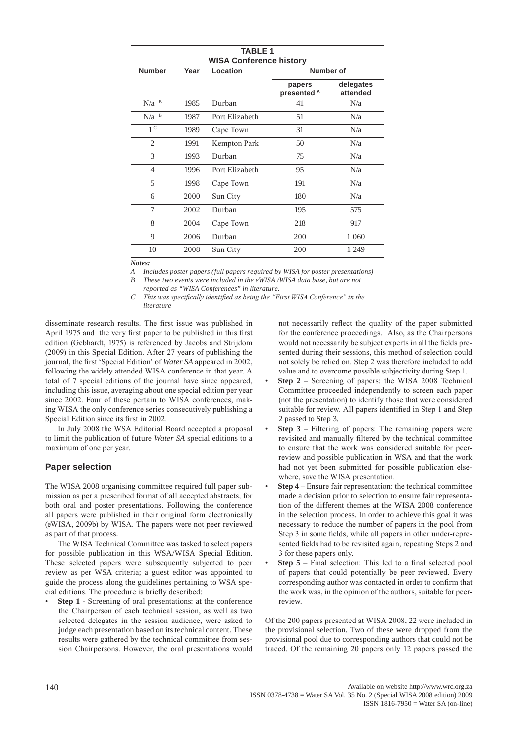**TABLE 1**
**WISA Conference history**

| Number | Year | Location | Number of | |
|---|---|---|---|---|
| | | | papers presented [A] | delegates attended |
| N/a [B] | 1985 | Durban | 41 | N/a |
| N/a [B] | 1987 | Port Elizabeth | 51 | N/a |
| 1 [C] | 1989 | Cape Town | 31 | N/a |
| 2 | 1991 | Kempton Park | 50 | N/a |
| 3 | 1993 | Durban | 75 | N/a |
| 4 | 1996 | Port Elizabeth | 95 | N/a |
| 5 | 1998 | Cape Town | 191 | N/a |
| 6 | 2000 | Sun City | 180 | N/a |
| 7 | 2002 | Durban | 195 | 575 |
| 8 | 2004 | Cape Town | 218 | 917 |
| 9 | 2006 | Durban | 200 | 1 060 |
| 10 | 2008 | Sun City | 200 | 1 249 |

***Notes:***

*A Includes poster papers (full papers required by WISA for poster presentations)*

*B These two events were included in the eWISA /WISA data base, but are not reported as "WISA Conferences" in literature.*

*C This was specifically identified as being the "First WISA Conference" in the literature*

disseminate research results. The first issue was published in April 1975 and the very first paper to be published in this first edition (Gebhardt, 1975) is referenced by Jacobs and Strijdom (2009) in this Special Edition. After 27 years of publishing the journal, the first 'Special Edition' of *Water SA* appeared in 2002, following the widely attended WISA conference in that year. A total of 7 special editions of the journal have since appeared, including this issue, averaging about one special edition per year since 2002. Four of these pertain to WISA conferences, making WISA the only conference series consecutively publishing a Special Edition since its first in 2002.

In July 2008 the WSA Editorial Board accepted a proposal to limit the publication of future *Water SA* special editions to a maximum of one per year.

## Paper selection

The WISA 2008 organising committee required full paper submission as per a prescribed format of all accepted abstracts, for both oral and poster presentations. Following the conference all papers were published in their original form electronically (eWISA, 2009b) by WISA. The papers were not peer reviewed as part of that process.

The WISA Technical Committee was tasked to select papers for possible publication in this WSA/WISA Special Edition. These selected papers were subsequently subjected to peer review as per WSA criteria; a guest editor was appointed to guide the process along the guidelines pertaining to WSA special editions. The procedure is briefly described:

- **Step 1** - Screening of oral presentations: at the conference the Chairperson of each technical session, as well as two selected delegates in the session audience, were asked to judge each presentation based on its technical content. These results were gathered by the technical committee from session Chairpersons. However, the oral presentations would not necessarily reflect the quality of the paper submitted for the conference proceedings. Also, as the Chairpersons would not necessarily be subject experts in all the fields presented during their sessions, this method of selection could not solely be relied on. Step 2 was therefore included to add value and to overcome possible subjectivity during Step 1.
- **Step 2** – Screening of papers: the WISA 2008 Technical Committee proceeded independently to screen each paper (not the presentation) to identify those that were considered suitable for review. All papers identified in Step 1 and Step 2 passed to Step 3.
- **Step 3** – Filtering of papers: The remaining papers were revisited and manually filtered by the technical committee to ensure that the work was considered suitable for peer-review and possible publication in WSA and that the work had not yet been submitted for possible publication elsewhere, save the WISA presentation.
- **Step 4** – Ensure fair representation: the technical committee made a decision prior to selection to ensure fair representation of the different themes at the WISA 2008 conference in the selection process. In order to achieve this goal it was necessary to reduce the number of papers in the pool from Step 3 in some fields, while all papers in other under-represented fields had to be revisited again, repeating Steps 2 and 3 for these papers only.
- **Step 5** – Final selection: This led to a final selected pool of papers that could potentially be peer reviewed. Every corresponding author was contacted in order to confirm that the work was, in the opinion of the authors, suitable for peer-review.

Of the 200 papers presented at WISA 2008, 22 were included in the provisional selection. Two of these were dropped from the provisional pool due to corresponding authors that could not be traced. Of the remaining 20 papers only 12 papers passed the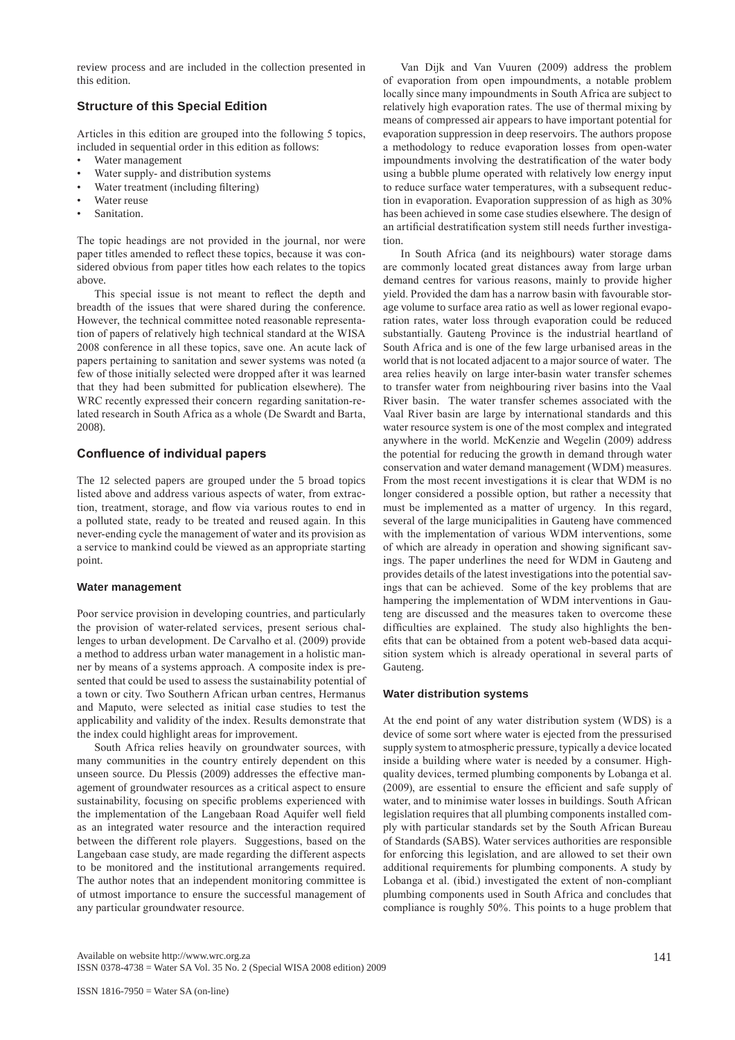review process and are included in the collection presented in this edition.

## Structure of this Special Edition

Articles in this edition are grouped into the following 5 topics, included in sequential order in this edition as follows:

- Water management
- Water supply- and distribution systems
- Water treatment (including filtering)
- Water reuse
- Sanitation.

The topic headings are not provided in the journal, nor were paper titles amended to reflect these topics, because it was considered obvious from paper titles how each relates to the topics above.

This special issue is not meant to reflect the depth and breadth of the issues that were shared during the conference. However, the technical committee noted reasonable representation of papers of relatively high technical standard at the WISA 2008 conference in all these topics, save one. An acute lack of papers pertaining to sanitation and sewer systems was noted (a few of those initially selected were dropped after it was learned that they had been submitted for publication elsewhere). The WRC recently expressed their concern regarding sanitation-related research in South Africa as a whole (De Swardt and Barta, 2008).

## Confluence of individual papers

The 12 selected papers are grouped under the 5 broad topics listed above and address various aspects of water, from extraction, treatment, storage, and flow via various routes to end in a polluted state, ready to be treated and reused again. In this never-ending cycle the management of water and its provision as a service to mankind could be viewed as an appropriate starting point.

### Water management

Poor service provision in developing countries, and particularly the provision of water-related services, present serious challenges to urban development. De Carvalho et al. (2009) provide a method to address urban water management in a holistic manner by means of a systems approach. A composite index is presented that could be used to assess the sustainability potential of a town or city. Two Southern African urban centres, Hermanus and Maputo, were selected as initial case studies to test the applicability and validity of the index. Results demonstrate that the index could highlight areas for improvement.

South Africa relies heavily on groundwater sources, with many communities in the country entirely dependent on this unseen source. Du Plessis (2009) addresses the effective management of groundwater resources as a critical aspect to ensure sustainability, focusing on specific problems experienced with the implementation of the Langebaan Road Aquifer well field as an integrated water resource and the interaction required between the different role players. Suggestions, based on the Langebaan case study, are made regarding the different aspects to be monitored and the institutional arrangements required. The author notes that an independent monitoring committee is of utmost importance to ensure the successful management of any particular groundwater resource.

Van Dijk and Van Vuuren (2009) address the problem of evaporation from open impoundments, a notable problem locally since many impoundments in South Africa are subject to relatively high evaporation rates. The use of thermal mixing by means of compressed air appears to have important potential for evaporation suppression in deep reservoirs. The authors propose a methodology to reduce evaporation losses from open-water impoundments involving the destratification of the water body using a bubble plume operated with relatively low energy input to reduce surface water temperatures, with a subsequent reduction in evaporation. Evaporation suppression of as high as 30% has been achieved in some case studies elsewhere. The design of an artificial destratification system still needs further investigation.

In South Africa (and its neighbours) water storage dams are commonly located great distances away from large urban demand centres for various reasons, mainly to provide higher yield. Provided the dam has a narrow basin with favourable storage volume to surface area ratio as well as lower regional evaporation rates, water loss through evaporation could be reduced substantially. Gauteng Province is the industrial heartland of South Africa and is one of the few large urbanised areas in the world that is not located adjacent to a major source of water. The area relies heavily on large inter-basin water transfer schemes to transfer water from neighbouring river basins into the Vaal River basin. The water transfer schemes associated with the Vaal River basin are large by international standards and this water resource system is one of the most complex and integrated anywhere in the world. McKenzie and Wegelin (2009) address the potential for reducing the growth in demand through water conservation and water demand management (WDM) measures. From the most recent investigations it is clear that WDM is no longer considered a possible option, but rather a necessity that must be implemented as a matter of urgency. In this regard, several of the large municipalities in Gauteng have commenced with the implementation of various WDM interventions, some of which are already in operation and showing significant savings. The paper underlines the need for WDM in Gauteng and provides details of the latest investigations into the potential savings that can be achieved. Some of the key problems that are hampering the implementation of WDM interventions in Gauteng are discussed and the measures taken to overcome these difficulties are explained. The study also highlights the benefits that can be obtained from a potent web-based data acquisition system which is already operational in several parts of Gauteng.

### Water distribution systems

At the end point of any water distribution system (WDS) is a device of some sort where water is ejected from the pressurised supply system to atmospheric pressure, typically a device located inside a building where water is needed by a consumer. High-quality devices, termed plumbing components by Lobanga et al. (2009), are essential to ensure the efficient and safe supply of water, and to minimise water losses in buildings. South African legislation requires that all plumbing components installed comply with particular standards set by the South African Bureau of Standards (SABS). Water services authorities are responsible for enforcing this legislation, and are allowed to set their own additional requirements for plumbing components. A study by Lobanga et al. (ibid.) investigated the extent of non-compliant plumbing components used in South Africa and concludes that compliance is roughly 50%. This points to a huge problem that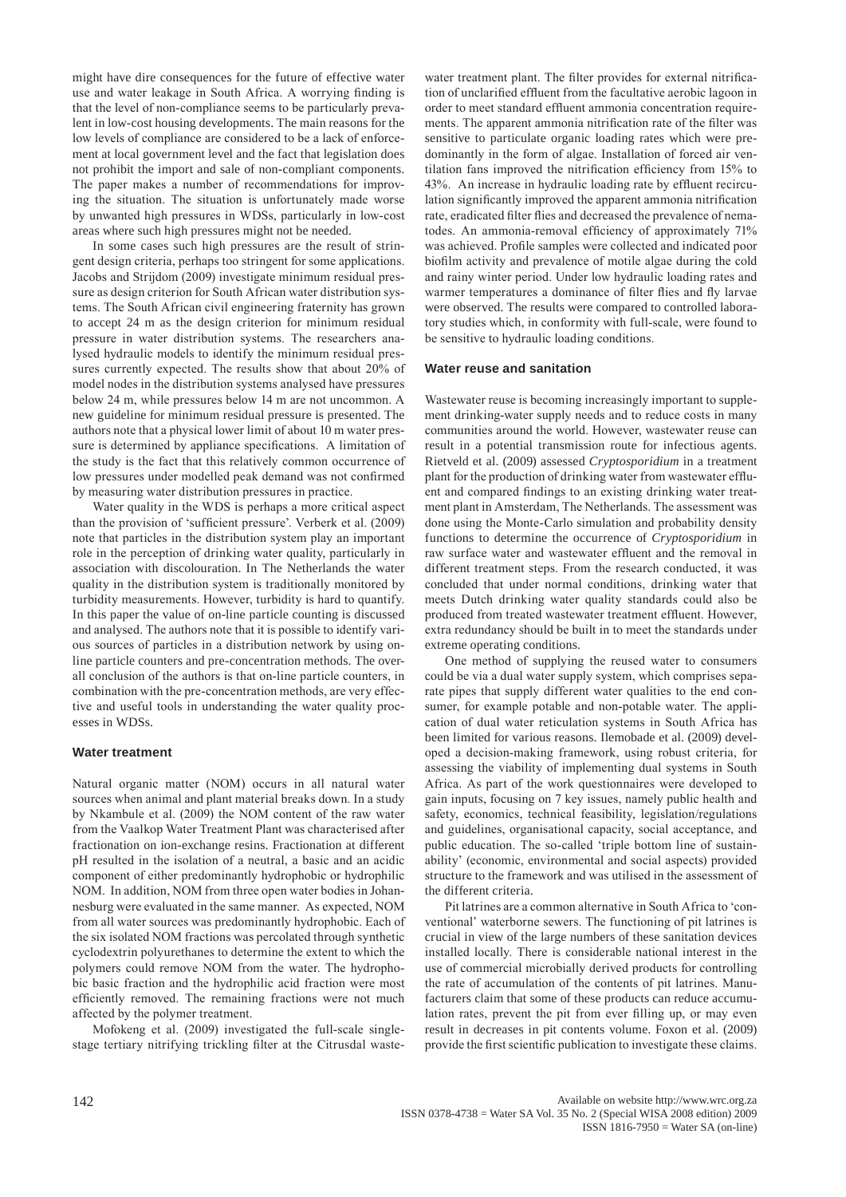might have dire consequences for the future of effective water use and water leakage in South Africa. A worrying finding is that the level of non-compliance seems to be particularly prevalent in low-cost housing developments. The main reasons for the low levels of compliance are considered to be a lack of enforcement at local government level and the fact that legislation does not prohibit the import and sale of non-compliant components. The paper makes a number of recommendations for improving the situation. The situation is unfortunately made worse by unwanted high pressures in WDSs, particularly in low-cost areas where such high pressures might not be needed.

In some cases such high pressures are the result of stringent design criteria, perhaps too stringent for some applications. Jacobs and Strijdom (2009) investigate minimum residual pressure as design criterion for South African water distribution systems. The South African civil engineering fraternity has grown to accept 24 m as the design criterion for minimum residual pressure in water distribution systems. The researchers analysed hydraulic models to identify the minimum residual pressures currently expected. The results show that about 20% of model nodes in the distribution systems analysed have pressures below 24 m, while pressures below 14 m are not uncommon. A new guideline for minimum residual pressure is presented. The authors note that a physical lower limit of about 10 m water pressure is determined by appliance specifications. A limitation of the study is the fact that this relatively common occurrence of low pressures under modelled peak demand was not confirmed by measuring water distribution pressures in practice.

Water quality in the WDS is perhaps a more critical aspect than the provision of 'sufficient pressure'. Verberk et al. (2009) note that particles in the distribution system play an important role in the perception of drinking water quality, particularly in association with discolouration. In The Netherlands the water quality in the distribution system is traditionally monitored by turbidity measurements. However, turbidity is hard to quantify. In this paper the value of on-line particle counting is discussed and analysed. The authors note that it is possible to identify various sources of particles in a distribution network by using on-line particle counters and pre-concentration methods. The overall conclusion of the authors is that on-line particle counters, in combination with the pre-concentration methods, are very effective and useful tools in understanding the water quality processes in WDSs.

## Water treatment

Natural organic matter (NOM) occurs in all natural water sources when animal and plant material breaks down. In a study by Nkambule et al. (2009) the NOM content of the raw water from the Vaalkop Water Treatment Plant was characterised after fractionation on ion-exchange resins. Fractionation at different pH resulted in the isolation of a neutral, a basic and an acidic component of either predominantly hydrophobic or hydrophilic NOM. In addition, NOM from three open water bodies in Johannesburg were evaluated in the same manner. As expected, NOM from all water sources was predominantly hydrophobic. Each of the six isolated NOM fractions was percolated through synthetic cyclodextrin polyurethanes to determine the extent to which the polymers could remove NOM from the water. The hydrophobic basic fraction and the hydrophilic acid fraction were most efficiently removed. The remaining fractions were not much affected by the polymer treatment.

Mofokeng et al. (2009) investigated the full-scale single-stage tertiary nitrifying trickling filter at the Citrusdal wastewater treatment plant. The filter provides for external nitrification of unclarified effluent from the facultative aerobic lagoon in order to meet standard effluent ammonia concentration requirements. The apparent ammonia nitrification rate of the filter was sensitive to particulate organic loading rates which were predominantly in the form of algae. Installation of forced air ventilation fans improved the nitrification efficiency from 15% to 43%. An increase in hydraulic loading rate by effluent recirculation significantly improved the apparent ammonia nitrification rate, eradicated filter flies and decreased the prevalence of nematodes. An ammonia-removal efficiency of approximately 71% was achieved. Profile samples were collected and indicated poor biofilm activity and prevalence of motile algae during the cold and rainy winter period. Under low hydraulic loading rates and warmer temperatures a dominance of filter flies and fly larvae were observed. The results were compared to controlled laboratory studies which, in conformity with full-scale, were found to be sensitive to hydraulic loading conditions.

## Water reuse and sanitation

Wastewater reuse is becoming increasingly important to supplement drinking-water supply needs and to reduce costs in many communities around the world. However, wastewater reuse can result in a potential transmission route for infectious agents. Rietveld et al. (2009) assessed *Cryptosporidium* in a treatment plant for the production of drinking water from wastewater effluent and compared findings to an existing drinking water treatment plant in Amsterdam, The Netherlands. The assessment was done using the Monte-Carlo simulation and probability density functions to determine the occurrence of *Cryptosporidium* in raw surface water and wastewater effluent and the removal in different treatment steps. From the research conducted, it was concluded that under normal conditions, drinking water that meets Dutch drinking water quality standards could also be produced from treated wastewater treatment effluent. However, extra redundancy should be built in to meet the standards under extreme operating conditions.

One method of supplying the reused water to consumers could be via a dual water supply system, which comprises separate pipes that supply different water qualities to the end consumer, for example potable and non-potable water. The application of dual water reticulation systems in South Africa has been limited for various reasons. Ilemobade et al. (2009) developed a decision-making framework, using robust criteria, for assessing the viability of implementing dual systems in South Africa. As part of the work questionnaires were developed to gain inputs, focusing on 7 key issues, namely public health and safety, economics, technical feasibility, legislation/regulations and guidelines, organisational capacity, social acceptance, and public education. The so-called 'triple bottom line of sustainability' (economic, environmental and social aspects) provided structure to the framework and was utilised in the assessment of the different criteria.

Pit latrines are a common alternative in South Africa to 'conventional' waterborne sewers. The functioning of pit latrines is crucial in view of the large numbers of these sanitation devices installed locally. There is considerable national interest in the use of commercial microbially derived products for controlling the rate of accumulation of the contents of pit latrines. Manufacturers claim that some of these products can reduce accumulation rates, prevent the pit from ever filling up, or may even result in decreases in pit contents volume. Foxon et al. (2009) provide the first scientific publication to investigate these claims.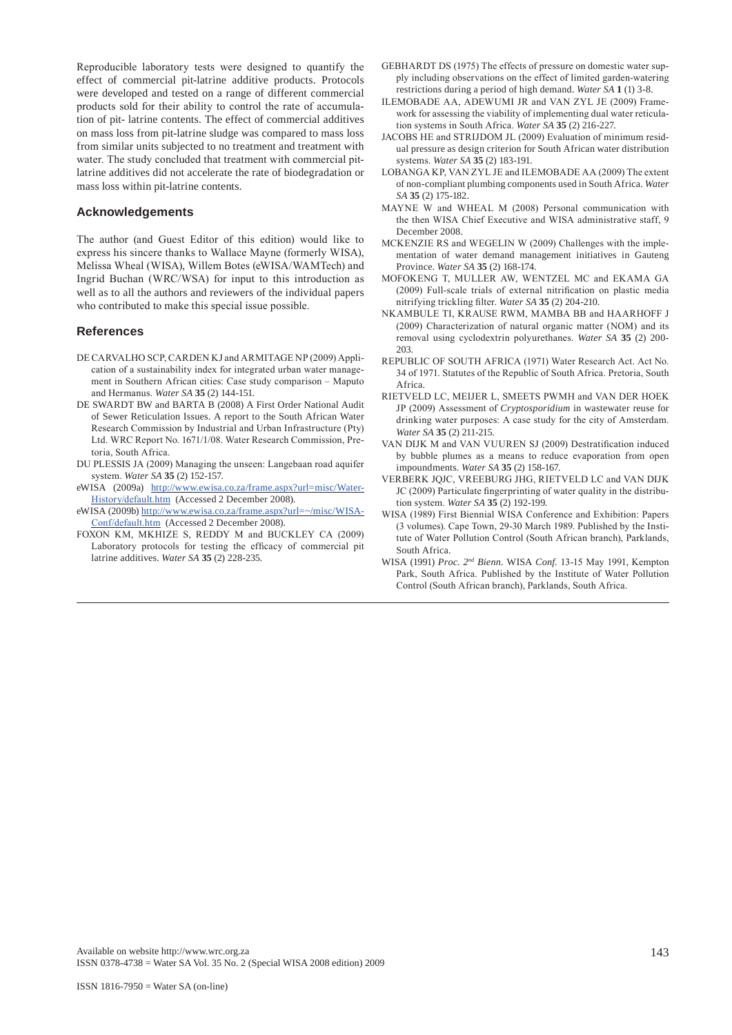Reproducible laboratory tests were designed to quantify the effect of commercial pit-latrine additive products. Protocols were developed and tested on a range of different commercial products sold for their ability to control the rate of accumulation of pit- latrine contents. The effect of commercial additives on mass loss from pit-latrine sludge was compared to mass loss from similar units subjected to no treatment and treatment with water. The study concluded that treatment with commercial pit-latrine additives did not accelerate the rate of biodegradation or mass loss within pit-latrine contents.

## Acknowledgements

The author (and Guest Editor of this edition) would like to express his sincere thanks to Wallace Mayne (formerly WISA), Melissa Wheal (WISA), Willem Botes (eWISA/WAMTech) and Ingrid Buchan (WRC/WSA) for input to this introduction as well as to all the authors and reviewers of the individual papers who contributed to make this special issue possible.

## References

DE CARVALHO SCP, CARDEN KJ and ARMITAGE NP (2009) Application of a sustainability index for integrated urban water management in Southern African cities: Case study comparison – Maputo and Hermanus. *Water SA* **35** (2) 144-151.

DE SWARDT BW and BARTA B (2008) A First Order National Audit of Sewer Reticulation Issues. A report to the South African Water Research Commission by Industrial and Urban Infrastructure (Pty) Ltd. WRC Report No. 1671/1/08. Water Research Commission, Pretoria, South Africa.

DU PLESSIS JA (2009) Managing the unseen: Langebaan road aquifer system. *Water SA* **35** (2) 152-157.

eWISA (2009a) http://www.ewisa.co.za/frame.aspx?url=misc/WaterHistory/default.htm (Accessed 2 December 2008).

eWISA (2009b) http://www.ewisa.co.za/frame.aspx?url=~/misc/WISAConf/default.htm (Accessed 2 December 2008).

FOXON KM, MKHIZE S, REDDY M and BUCKLEY CA (2009) Laboratory protocols for testing the efficacy of commercial pit latrine additives. *Water SA* **35** (2) 228-235.

GEBHARDT DS (1975) The effects of pressure on domestic water supply including observations on the effect of limited garden-watering restrictions during a period of high demand. *Water SA* **1** (1) 3-8.

ILEMOBADE AA, ADEWUMI JR and VAN ZYL JE (2009) Framework for assessing the viability of implementing dual water reticulation systems in South Africa. *Water SA* **35** (2) 216-227.

JACOBS HE and STRIJDOM JL (2009) Evaluation of minimum residual pressure as design criterion for South African water distribution systems. *Water SA* **35** (2) 183-191.

LOBANGA KP, VAN ZYL JE and ILEMOBADE AA (2009) The extent of non-compliant plumbing components used in South Africa. *Water SA* **35** (2) 175-182.

MAYNE W and WHEAL M (2008) Personal communication with the then WISA Chief Executive and WISA administrative staff, 9 December 2008.

MCKENZIE RS and WEGELIN W (2009) Challenges with the implementation of water demand management initiatives in Gauteng Province. *Water SA* **35** (2) 168-174.

MOFOKENG T, MULLER AW, WENTZEL MC and EKAMA GA (2009) Full-scale trials of external nitrification on plastic media nitrifying trickling filter. *Water SA* **35** (2) 204-210.

NKAMBULE TI, KRAUSE RWM, MAMBA BB and HAARHOFF J (2009) Characterization of natural organic matter (NOM) and its removal using cyclodextrin polyurethanes. *Water SA* **35** (2) 200-203.

REPUBLIC OF SOUTH AFRICA (1971) Water Research Act. Act No. 34 of 1971. Statutes of the Republic of South Africa. Pretoria, South Africa.

RIETVELD LC, MEIJER L, SMEETS PWMH and VAN DER HOEK JP (2009) Assessment of *Cryptosporidium* in wastewater reuse for drinking water purposes: A case study for the city of Amsterdam. *Water SA* **35** (2) 211-215.

VAN DIJK M and VAN VUUREN SJ (2009) Destratification induced by bubble plumes as a means to reduce evaporation from open impoundments. *Water SA* **35** (2) 158-167.

VERBERK JQJC, VREEBURG JHG, RIETVELD LC and VAN DIJK JC (2009) Particulate fingerprinting of water quality in the distribution system. *Water SA* **35** (2) 192-199.

WISA (1989) First Biennial WISA Conference and Exhibition: Papers (3 volumes). Cape Town, 29-30 March 1989. Published by the Institute of Water Pollution Control (South African branch), Parklands, South Africa.

WISA (1991) *Proc. 2nd Bienn.* WISA *Conf.* 13-15 May 1991, Kempton Park, South Africa. Published by the Institute of Water Pollution Control (South African branch), Parklands, South Africa.